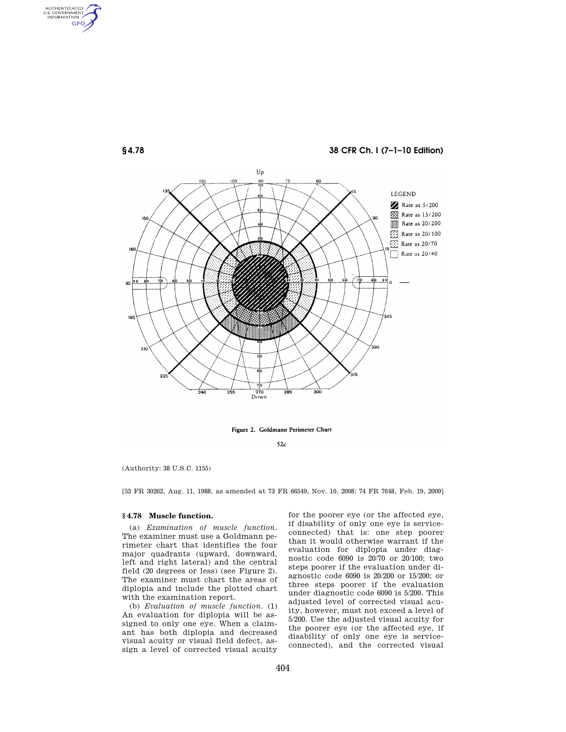Figure 2. Goldmann Perimeter Chart

52c

(Authority: 38 U.S.C. 1155)

[53 FR 30262, Aug. 11, 1988, as amended at 73 FR 66549, Nov. 10, 2008; 74 FR 7648, Feb. 19, 2009]

## § 4.78 Muscle function.

(a) *Examination of muscle function.* The examiner must use a Goldmann perimeter chart that identifies the four major quadrants (upward, downward, left and right lateral) and the central field (20 degrees or less) (see Figure 2). The examiner must chart the areas of diplopia and include the plotted chart with the examination report.

(b) *Evaluation of muscle function.* (1) An evaluation for diplopia will be assigned to only one eye. When a claimant has both diplopia and decreased visual acuity or visual field defect, assign a level of corrected visual acuity for the poorer eye (or the affected eye, if disability of only one eye is service-connected) that is: one step poorer than it would otherwise warrant if the evaluation for diplopia under diagnostic code 6090 is 20/70 or 20/100; two steps poorer if the evaluation under diagnostic code 6090 is 20/200 or 15/200; or three steps poorer if the evaluation under diagnostic code 6090 is 5/200. This adjusted level of corrected visual acuity, however, must not exceed a level of 5/200. Use the adjusted visual acuity for the poorer eye (or the affected eye, if disability of only one eye is service-connected), and the corrected visual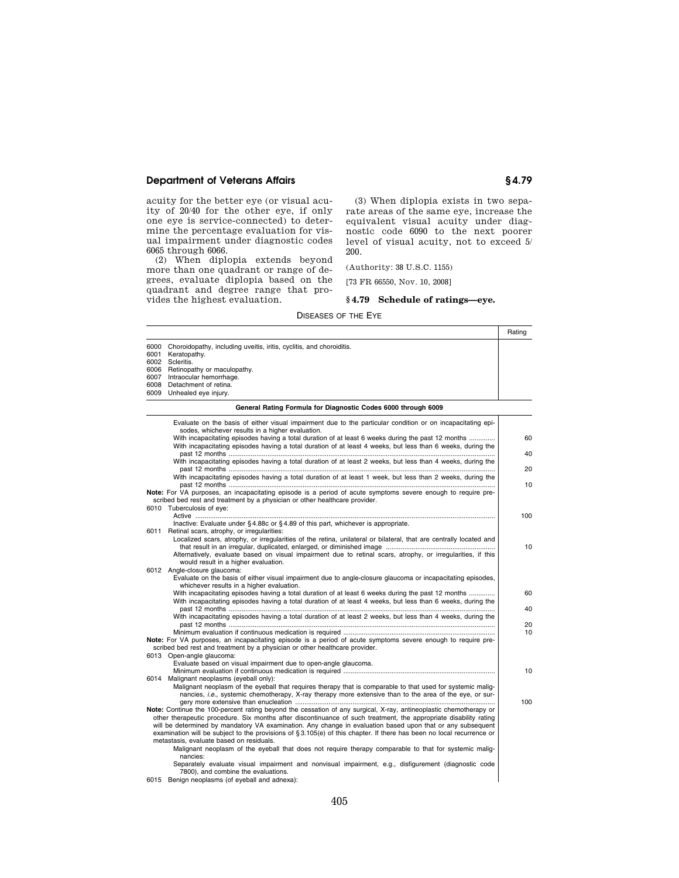acuity for the better eye (or visual acuity of 20/40 for the other eye, if only one eye is service-connected) to determine the percentage evaluation for visual impairment under diagnostic codes 6065 through 6066.

(2) When diplopia extends beyond more than one quadrant or range of degrees, evaluate diplopia based on the quadrant and degree range that provides the highest evaluation.

(3) When diplopia exists in two separate areas of the same eye, increase the equivalent visual acuity under diagnostic code 6090 to the next poorer level of visual acuity, not to exceed 5/200.

(Authority: 38 U.S.C. 1155)

[73 FR 66550, Nov. 10, 2008]

## § 4.79 Schedule of ratings—eye.

DISEASES OF THE EYE

| | Rating |
|---|---|
| 6000 Choroidopathy, including uveitis, iritis, cyclitis, and choroiditis. | |
| 6001 Keratopathy. | |
| 6002 Scleritis. | |
| 6006 Retinopathy or maculopathy. | |
| 6007 Intraocular hemorrhage. | |
| 6008 Detachment of retina. | |
| 6009 Unhealed eye injury. | |
| **General Rating Formula for Diagnostic Codes 6000 through 6009** | |
| Evaluate on the basis of either visual impairment due to the particular condition or on incapacitating episodes, whichever results in a higher evaluation. | |
| With incapacitating episodes having a total duration of at least 6 weeks during the past 12 months | 60 |
| With incapacitating episodes having a total duration of at least 4 weeks, but less than 6 weeks, during the past 12 months | 40 |
| With incapacitating episodes having a total duration of at least 2 weeks, but less than 4 weeks, during the past 12 months | 20 |
| With incapacitating episodes having a total duration of at least 1 week, but less than 2 weeks, during the past 12 months | 10 |
| **Note:** For VA purposes, an incapacitating episode is a period of acute symptoms severe enough to require prescribed bed rest and treatment by a physician or other healthcare provider. | |
| 6010 Tuberculosis of eye: | |
| Active | 100 |
| Inactive: Evaluate under § 4.88c or § 4.89 of this part, whichever is appropriate. | |
| 6011 Retinal scars, atrophy, or irregularities: | |
| Localized scars, atrophy, or irregularities of the retina, unilateral or bilateral, that are centrally located and that result in an irregular, duplicated, enlarged, or diminished image | 10 |
| Alternatively, evaluate based on visual impairment due to retinal scars, atrophy, or irregularities, if this would result in a higher evaluation. | |
| 6012 Angle-closure glaucoma: | |
| Evaluate on the basis of either visual impairment due to angle-closure glaucoma or incapacitating episodes, whichever results in a higher evaluation. | |
| With incapacitating episodes having a total duration of at least 6 weeks during the past 12 months | 60 |
| With incapacitating episodes having a total duration of at least 4 weeks, but less than 6 weeks, during the past 12 months | 40 |
| With incapacitating episodes having a total duration of at least 2 weeks, but less than 4 weeks, during the past 12 months | 20 |
| Minimum evaluation if continuous medication is required | 10 |
| **Note:** For VA purposes, an incapacitating episode is a period of acute symptoms severe enough to require prescribed bed rest and treatment by a physician or other healthcare provider. | |
| 6013 Open-angle glaucoma: | |
| Evaluate based on visual impairment due to open-angle glaucoma. | |
| Minimum evaluation if continuous medication is required | 10 |
| 6014 Malignant neoplasms (eyeball only): | |
| Malignant neoplasm of the eyeball that requires therapy that is comparable to that used for systemic malignancies, *i.e.*, systemic chemotherapy, X-ray therapy more extensive than to the area of the eye, or surgery more extensive than enucleation | 100 |
| **Note:** Continue the 100-percent rating beyond the cessation of any surgical, X-ray, antineoplastic chemotherapy or other therapeutic procedure. Six months after discontinuance of such treatment, the appropriate disability rating will be determined by mandatory VA examination. Any change in evaluation based upon that or any subsequent examination will be subject to the provisions of § 3.105(e) of this chapter. If there has been no local recurrence or metastasis, evaluate based on residuals. | |
| Malignant neoplasm of the eyeball that does not require therapy comparable to that for systemic malignancies: | |
| Separately evaluate visual impairment and nonvisual impairment, e.g., disfigurement (diagnostic code 7800), and combine the evaluations. | |
| 6015 Benign neoplasms (of eyeball and adnexa): | |